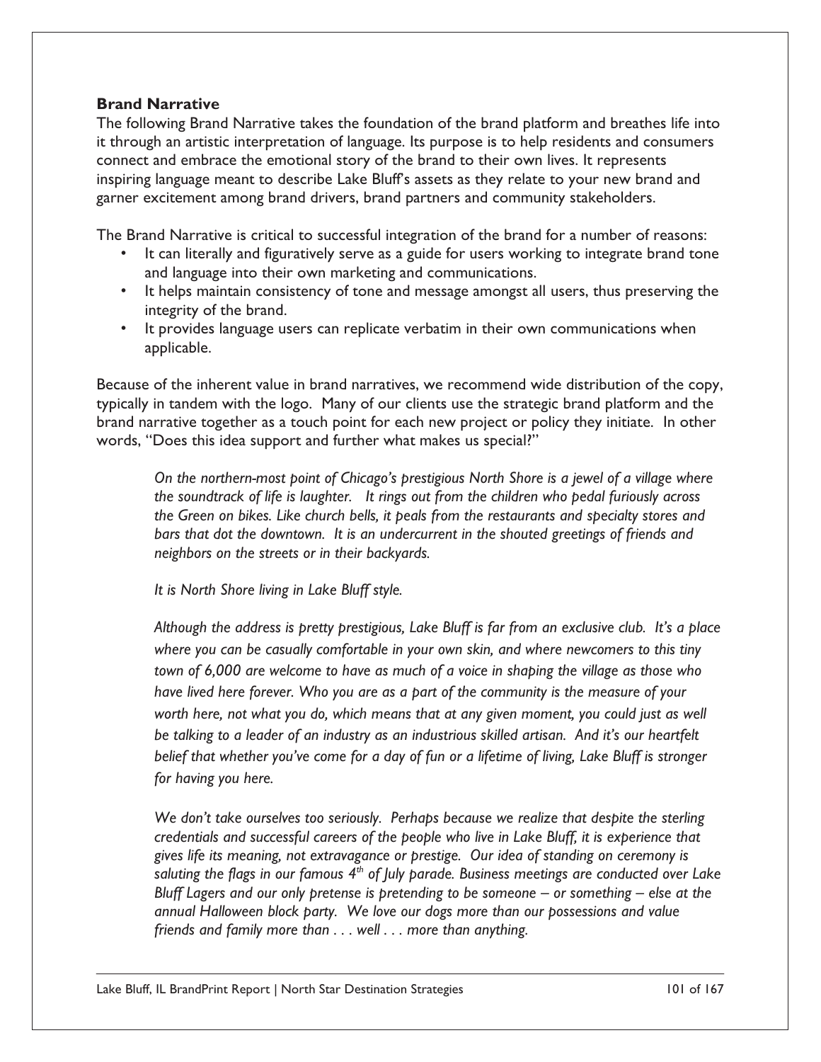## Brand Narrative

The following Brand Narrative takes the foundation of the brand platform and breathes life into it through an artistic interpretation of language. Its purpose is to help residents and consumers connect and embrace the emotional story of the brand to their own lives. It represents inspiring language meant to describe Lake Bluff's assets as they relate to your new brand and garner excitement among brand drivers, brand partners and community stakeholders.

The Brand Narrative is critical to successful integration of the brand for a number of reasons:

- It can literally and figuratively serve as a guide for users working to integrate brand tone and language into their own marketing and communications.
- It helps maintain consistency of tone and message amongst all users, thus preserving the integrity of the brand.
- It provides language users can replicate verbatim in their own communications when applicable.

Because of the inherent value in brand narratives, we recommend wide distribution of the copy, typically in tandem with the logo. Many of our clients use the strategic brand platform and the brand narrative together as a touch point for each new project or policy they initiate. In other words, "Does this idea support and further what makes us special?"

> *On the northern-most point of Chicago's prestigious North Shore is a jewel of a village where the soundtrack of life is laughter. It rings out from the children who pedal furiously across the Green on bikes. Like church bells, it peals from the restaurants and specialty stores and bars that dot the downtown. It is an undercurrent in the shouted greetings of friends and neighbors on the streets or in their backyards.*
>
> *It is North Shore living in Lake Bluff style.*
>
> *Although the address is pretty prestigious, Lake Bluff is far from an exclusive club. It's a place where you can be casually comfortable in your own skin, and where newcomers to this tiny town of 6,000 are welcome to have as much of a voice in shaping the village as those who have lived here forever. Who you are as a part of the community is the measure of your worth here, not what you do, which means that at any given moment, you could just as well be talking to a leader of an industry as an industrious skilled artisan. And it's our heartfelt belief that whether you've come for a day of fun or a lifetime of living, Lake Bluff is stronger for having you here.*
>
> *We don't take ourselves too seriously. Perhaps because we realize that despite the sterling credentials and successful careers of the people who live in Lake Bluff, it is experience that gives life its meaning, not extravagance or prestige. Our idea of standing on ceremony is saluting the flags in our famous 4th of July parade. Business meetings are conducted over Lake Bluff Lagers and our only pretense is pretending to be someone – or something – else at the annual Halloween block party. We love our dogs more than our possessions and value friends and family more than . . . well . . . more than anything.*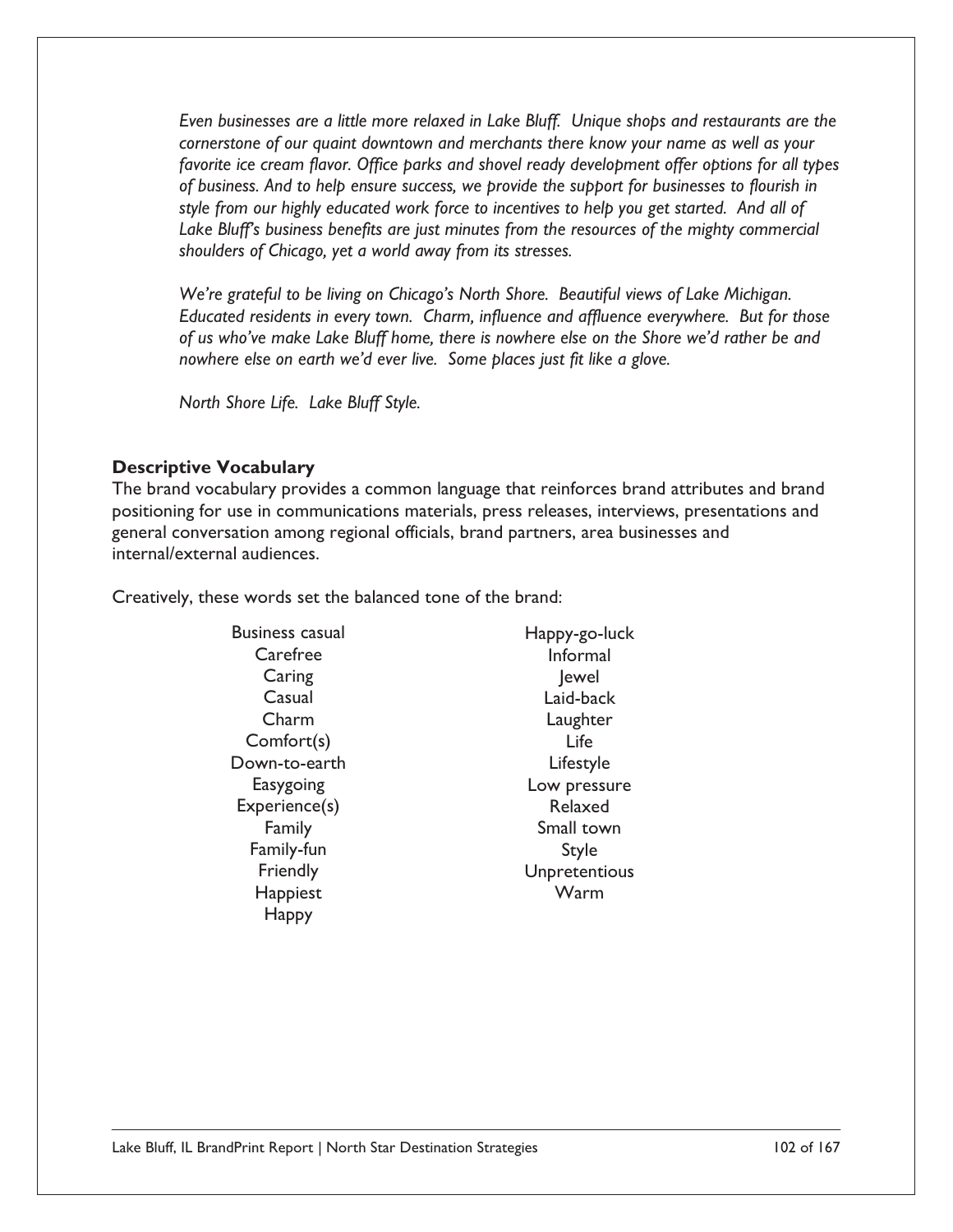*Even businesses are a little more relaxed in Lake Bluff. Unique shops and restaurants are the cornerstone of our quaint downtown and merchants there know your name as well as your favorite ice cream flavor. Office parks and shovel ready development offer options for all types of business. And to help ensure success, we provide the support for businesses to flourish in style from our highly educated work force to incentives to help you get started. And all of Lake Bluff's business benefits are just minutes from the resources of the mighty commercial shoulders of Chicago, yet a world away from its stresses.*

*We're grateful to be living on Chicago's North Shore. Beautiful views of Lake Michigan. Educated residents in every town. Charm, influence and affluence everywhere. But for those of us who've make Lake Bluff home, there is nowhere else on the Shore we'd rather be and nowhere else on earth we'd ever live. Some places just fit like a glove.*

*North Shore Life. Lake Bluff Style.*

**Descriptive Vocabulary**

The brand vocabulary provides a common language that reinforces brand attributes and brand positioning for use in communications materials, press releases, interviews, presentations and general conversation among regional officials, brand partners, area businesses and internal/external audiences.

Creatively, these words set the balanced tone of the brand:

- Business casual
- Carefree
- Caring
- Casual
- Charm
- Comfort(s)
- Down-to-earth
- Easygoing
- Experience(s)
- Family
- Family-fun
- Friendly
- Happiest
- Happy
- Happy-go-luck
- Informal
- Jewel
- Laid-back
- Laughter
- Life
- Lifestyle
- Low pressure
- Relaxed
- Small town
- Style
- Unpretentious
- Warm